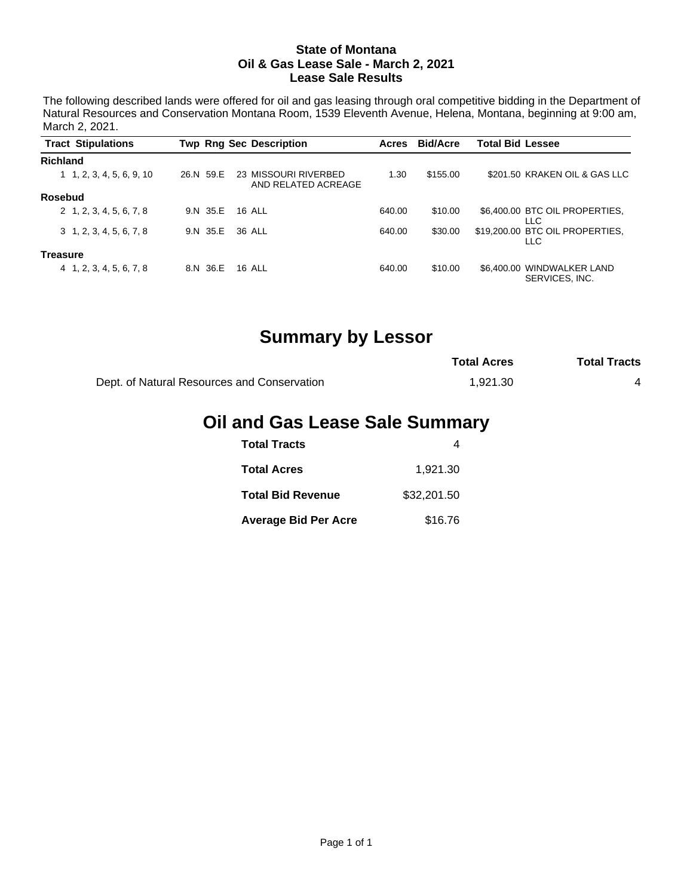**State of Montana**
**Oil & Gas Lease Sale - March 2, 2021**
**Lease Sale Results**

The following described lands were offered for oil and gas leasing through oral competitive bidding in the Department of Natural Resources and Conservation Montana Room, 1539 Eleventh Avenue, Helena, Montana, beginning at 9:00 am, March 2, 2021.

| Tract | Stipulations | Twp | Rng | Sec | Description | Acres | Bid/Acre | Total Bid | Lessee |
|---|---|---|---|---|---|---|---|---|---|
| **Richland** | | | | | | | | | |
| 1 | 1, 2, 3, 4, 5, 6, 9, 10 | 26.N | 59.E | 23 | MISSOURI RIVERBED AND RELATED ACREAGE | 1.30 | $155.00 | $201.50 | KRAKEN OIL & GAS LLC |
| **Rosebud** | | | | | | | | | |
| 2 | 1, 2, 3, 4, 5, 6, 7, 8 | 9.N | 35.E | 16 | ALL | 640.00 | $10.00 | $6,400.00 | BTC OIL PROPERTIES, LLC |
| 3 | 1, 2, 3, 4, 5, 6, 7, 8 | 9.N | 35.E | 36 | ALL | 640.00 | $30.00 | $19,200.00 | BTC OIL PROPERTIES, LLC |
| **Treasure** | | | | | | | | | |
| 4 | 1, 2, 3, 4, 5, 6, 7, 8 | 8.N | 36.E | 16 | ALL | 640.00 | $10.00 | $6,400.00 | WINDWALKER LAND SERVICES, INC. |

## Summary by Lessor

| | Total Acres | Total Tracts |
|---|---|---|
| Dept. of Natural Resources and Conservation | 1,921.30 | 4 |

## Oil and Gas Lease Sale Summary

| | |
|---|---|
| **Total Tracts** | 4 |
| **Total Acres** | 1,921.30 |
| **Total Bid Revenue** | $32,201.50 |
| **Average Bid Per Acre** | $16.76 |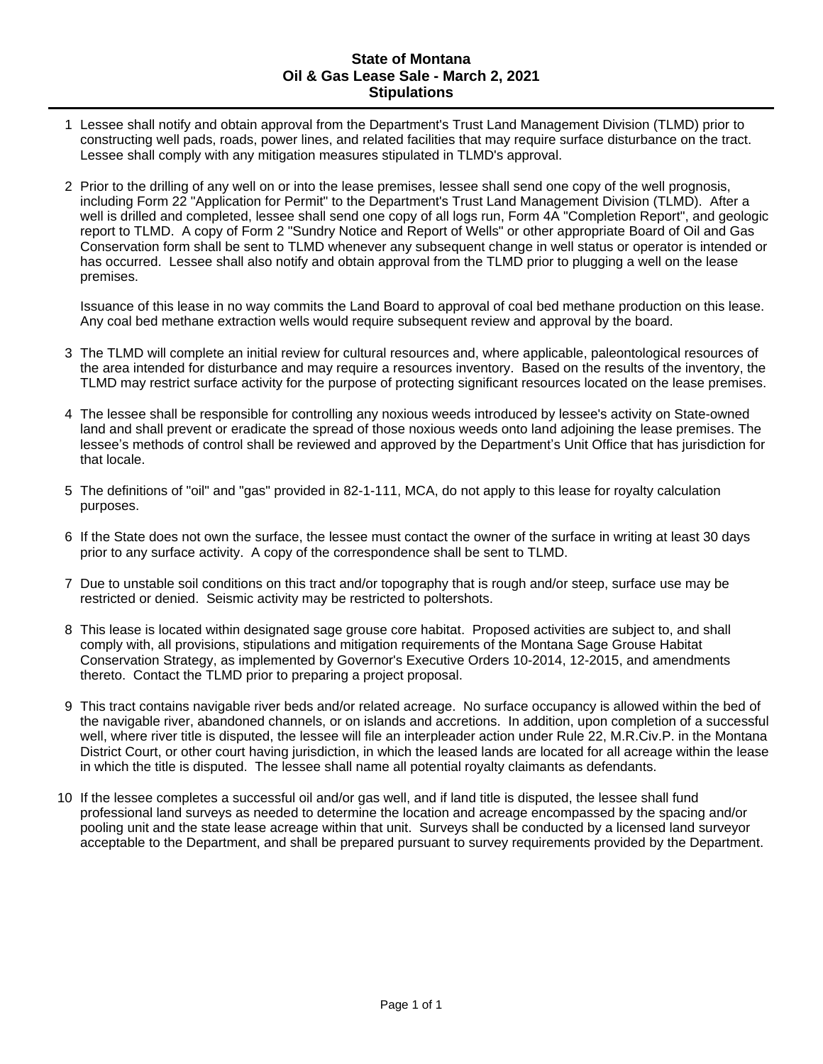**State of Montana**
**Oil & Gas Lease Sale - March 2, 2021**
**Stipulations**

1 Lessee shall notify and obtain approval from the Department's Trust Land Management Division (TLMD) prior to constructing well pads, roads, power lines, and related facilities that may require surface disturbance on the tract. Lessee shall comply with any mitigation measures stipulated in TLMD's approval.

2 Prior to the drilling of any well on or into the lease premises, lessee shall send one copy of the well prognosis, including Form 22 "Application for Permit" to the Department's Trust Land Management Division (TLMD). After a well is drilled and completed, lessee shall send one copy of all logs run, Form 4A "Completion Report", and geologic report to TLMD. A copy of Form 2 "Sundry Notice and Report of Wells" or other appropriate Board of Oil and Gas Conservation form shall be sent to TLMD whenever any subsequent change in well status or operator is intended or has occurred. Lessee shall also notify and obtain approval from the TLMD prior to plugging a well on the lease premises.

   Issuance of this lease in no way commits the Land Board to approval of coal bed methane production on this lease. Any coal bed methane extraction wells would require subsequent review and approval by the board.

3 The TLMD will complete an initial review for cultural resources and, where applicable, paleontological resources of the area intended for disturbance and may require a resources inventory. Based on the results of the inventory, the TLMD may restrict surface activity for the purpose of protecting significant resources located on the lease premises.

4 The lessee shall be responsible for controlling any noxious weeds introduced by lessee's activity on State-owned land and shall prevent or eradicate the spread of those noxious weeds onto land adjoining the lease premises. The lessee's methods of control shall be reviewed and approved by the Department's Unit Office that has jurisdiction for that locale.

5 The definitions of "oil" and "gas" provided in 82-1-111, MCA, do not apply to this lease for royalty calculation purposes.

6 If the State does not own the surface, the lessee must contact the owner of the surface in writing at least 30 days prior to any surface activity. A copy of the correspondence shall be sent to TLMD.

7 Due to unstable soil conditions on this tract and/or topography that is rough and/or steep, surface use may be restricted or denied. Seismic activity may be restricted to poltershots.

8 This lease is located within designated sage grouse core habitat. Proposed activities are subject to, and shall comply with, all provisions, stipulations and mitigation requirements of the Montana Sage Grouse Habitat Conservation Strategy, as implemented by Governor's Executive Orders 10-2014, 12-2015, and amendments thereto. Contact the TLMD prior to preparing a project proposal.

9 This tract contains navigable river beds and/or related acreage. No surface occupancy is allowed within the bed of the navigable river, abandoned channels, or on islands and accretions. In addition, upon completion of a successful well, where river title is disputed, the lessee will file an interpleader action under Rule 22, M.R.Civ.P. in the Montana District Court, or other court having jurisdiction, in which the leased lands are located for all acreage within the lease in which the title is disputed. The lessee shall name all potential royalty claimants as defendants.

10 If the lessee completes a successful oil and/or gas well, and if land title is disputed, the lessee shall fund professional land surveys as needed to determine the location and acreage encompassed by the spacing and/or pooling unit and the state lease acreage within that unit. Surveys shall be conducted by a licensed land surveyor acceptable to the Department, and shall be prepared pursuant to survey requirements provided by the Department.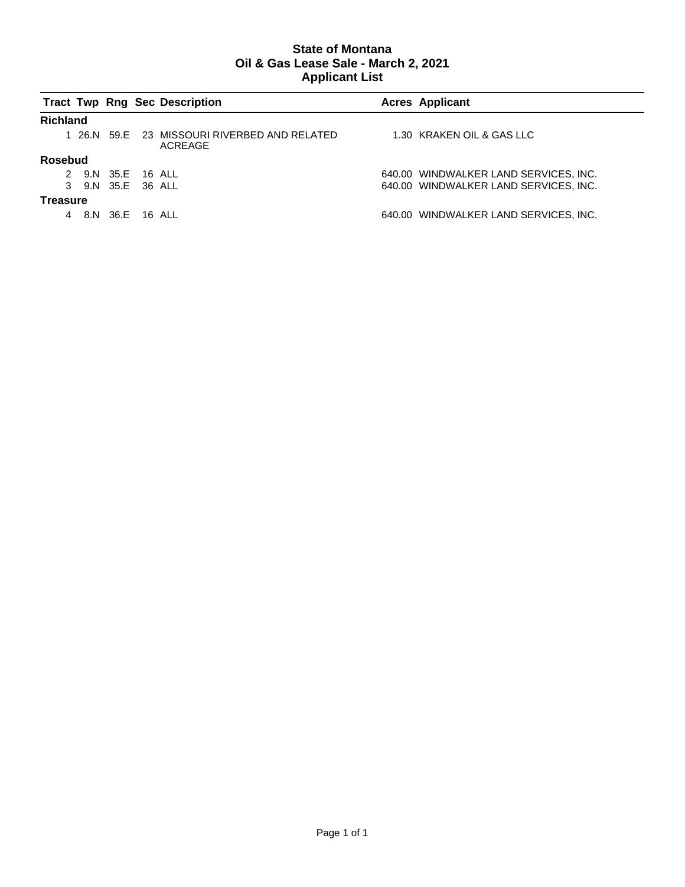# State of Montana
## Oil & Gas Lease Sale - March 2, 2021
## Applicant List

| Tract | Twp | Rng | Sec | Description | Acres | Applicant |
|---|---|---|---|---|---|---|
| **Richland** | | | | | | |
| 1 | 26.N | 59.E | 23 | MISSOURI RIVERBED AND RELATED ACREAGE | 1.30 | KRAKEN OIL & GAS LLC |
| **Rosebud** | | | | | | |
| 2 | 9.N | 35.E | 16 | ALL | 640.00 | WINDWALKER LAND SERVICES, INC. |
| 3 | 9.N | 35.E | 36 | ALL | 640.00 | WINDWALKER LAND SERVICES, INC. |
| **Treasure** | | | | | | |
| 4 | 8.N | 36.E | 16 | ALL | 640.00 | WINDWALKER LAND SERVICES, INC. |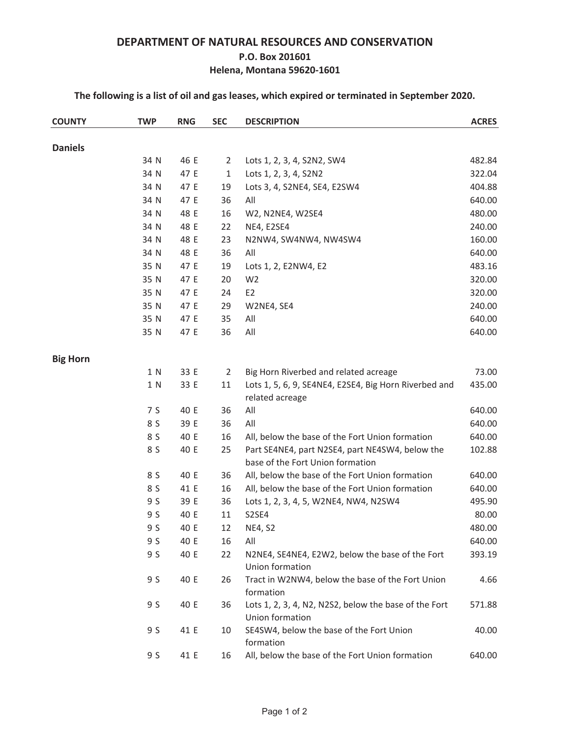# DEPARTMENT OF NATURAL RESOURCES AND CONSERVATION

**P.O. Box 201601**
**Helena, Montana 59620-1601**

**The following is a list of oil and gas leases, which expired or terminated in September 2020.**

| COUNTY | TWP | RNG | SEC | DESCRIPTION | ACRES |
|---|---|---|---|---|---|
| **Daniels** | | | | | |
| | 34 N | 46 E | 2 | Lots 1, 2, 3, 4, S2N2, SW4 | 482.84 |
| | 34 N | 47 E | 1 | Lots 1, 2, 3, 4, S2N2 | 322.04 |
| | 34 N | 47 E | 19 | Lots 3, 4, S2NE4, SE4, E2SW4 | 404.88 |
| | 34 N | 47 E | 36 | All | 640.00 |
| | 34 N | 48 E | 16 | W2, N2NE4, W2SE4 | 480.00 |
| | 34 N | 48 E | 22 | NE4, E2SE4 | 240.00 |
| | 34 N | 48 E | 23 | N2NW4, SW4NW4, NW4SW4 | 160.00 |
| | 34 N | 48 E | 36 | All | 640.00 |
| | 35 N | 47 E | 19 | Lots 1, 2, E2NW4, E2 | 483.16 |
| | 35 N | 47 E | 20 | W2 | 320.00 |
| | 35 N | 47 E | 24 | E2 | 320.00 |
| | 35 N | 47 E | 29 | W2NE4, SE4 | 240.00 |
| | 35 N | 47 E | 35 | All | 640.00 |
| | 35 N | 47 E | 36 | All | 640.00 |
| **Big Horn** | | | | | |
| | 1 N | 33 E | 2 | Big Horn Riverbed and related acreage | 73.00 |
| | 1 N | 33 E | 11 | Lots 1, 5, 6, 9, SE4NE4, E2SE4, Big Horn Riverbed and related acreage | 435.00 |
| | 7 S | 40 E | 36 | All | 640.00 |
| | 8 S | 39 E | 36 | All | 640.00 |
| | 8 S | 40 E | 16 | All, below the base of the Fort Union formation | 640.00 |
| | 8 S | 40 E | 25 | Part SE4NE4, part N2SE4, part NE4SW4, below the base of the Fort Union formation | 102.88 |
| | 8 S | 40 E | 36 | All, below the base of the Fort Union formation | 640.00 |
| | 8 S | 41 E | 16 | All, below the base of the Fort Union formation | 640.00 |
| | 9 S | 39 E | 36 | Lots 1, 2, 3, 4, 5, W2NE4, NW4, N2SW4 | 495.90 |
| | 9 S | 40 E | 11 | S2SE4 | 80.00 |
| | 9 S | 40 E | 12 | NE4, S2 | 480.00 |
| | 9 S | 40 E | 16 | All | 640.00 |
| | 9 S | 40 E | 22 | N2NE4, SE4NE4, E2W2, below the base of the Fort Union formation | 393.19 |
| | 9 S | 40 E | 26 | Tract in W2NW4, below the base of the Fort Union formation | 4.66 |
| | 9 S | 40 E | 36 | Lots 1, 2, 3, 4, N2, N2S2, below the base of the Fort Union formation | 571.88 |
| | 9 S | 41 E | 10 | SE4SW4, below the base of the Fort Union formation | 40.00 |
| | 9 S | 41 E | 16 | All, below the base of the Fort Union formation | 640.00 |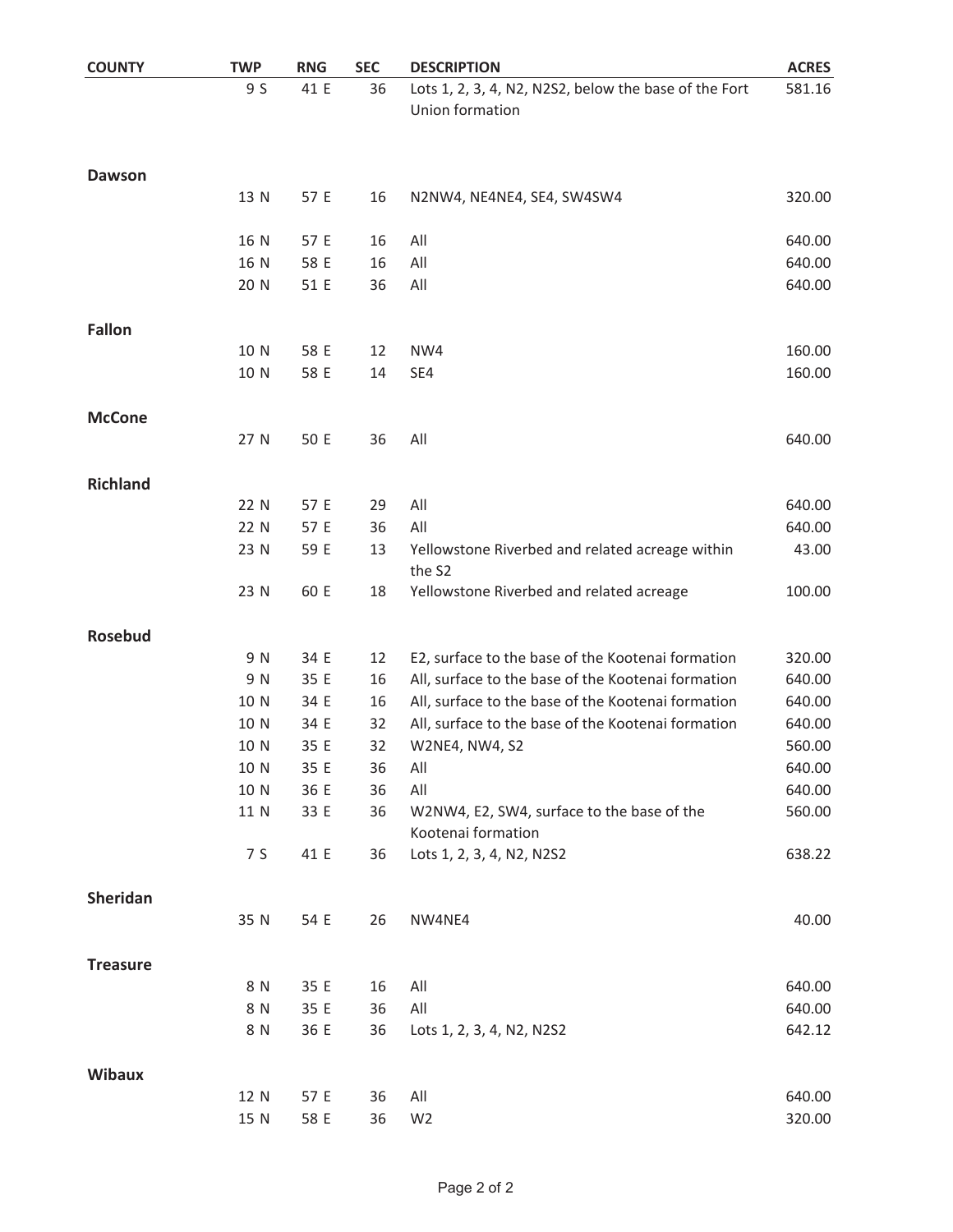| COUNTY | TWP | RNG | SEC | DESCRIPTION | ACRES |
|---|---|---|---|---|---|
| | 9 S | 41 E | 36 | Lots 1, 2, 3, 4, N2, N2S2, below the base of the Fort Union formation | 581.16 |
| **Dawson** | | | | | |
| | 13 N | 57 E | 16 | N2NW4, NE4NE4, SE4, SW4SW4 | 320.00 |
| | 16 N | 57 E | 16 | All | 640.00 |
| | 16 N | 58 E | 16 | All | 640.00 |
| | 20 N | 51 E | 36 | All | 640.00 |
| **Fallon** | | | | | |
| | 10 N | 58 E | 12 | NW4 | 160.00 |
| | 10 N | 58 E | 14 | SE4 | 160.00 |
| **McCone** | | | | | |
| | 27 N | 50 E | 36 | All | 640.00 |
| **Richland** | | | | | |
| | 22 N | 57 E | 29 | All | 640.00 |
| | 22 N | 57 E | 36 | All | 640.00 |
| | 23 N | 59 E | 13 | Yellowstone Riverbed and related acreage within the S2 | 43.00 |
| | 23 N | 60 E | 18 | Yellowstone Riverbed and related acreage | 100.00 |
| **Rosebud** | | | | | |
| | 9 N | 34 E | 12 | E2, surface to the base of the Kootenai formation | 320.00 |
| | 9 N | 35 E | 16 | All, surface to the base of the Kootenai formation | 640.00 |
| | 10 N | 34 E | 16 | All, surface to the base of the Kootenai formation | 640.00 |
| | 10 N | 34 E | 32 | All, surface to the base of the Kootenai formation | 640.00 |
| | 10 N | 35 E | 32 | W2NE4, NW4, S2 | 560.00 |
| | 10 N | 35 E | 36 | All | 640.00 |
| | 10 N | 36 E | 36 | All | 640.00 |
| | 11 N | 33 E | 36 | W2NW4, E2, SW4, surface to the base of the Kootenai formation | 560.00 |
| | 7 S | 41 E | 36 | Lots 1, 2, 3, 4, N2, N2S2 | 638.22 |
| **Sheridan** | | | | | |
| | 35 N | 54 E | 26 | NW4NE4 | 40.00 |
| **Treasure** | | | | | |
| | 8 N | 35 E | 16 | All | 640.00 |
| | 8 N | 35 E | 36 | All | 640.00 |
| | 8 N | 36 E | 36 | Lots 1, 2, 3, 4, N2, N2S2 | 642.12 |
| **Wibaux** | | | | | |
| | 12 N | 57 E | 36 | All | 640.00 |
| | 15 N | 58 E | 36 | W2 | 320.00 |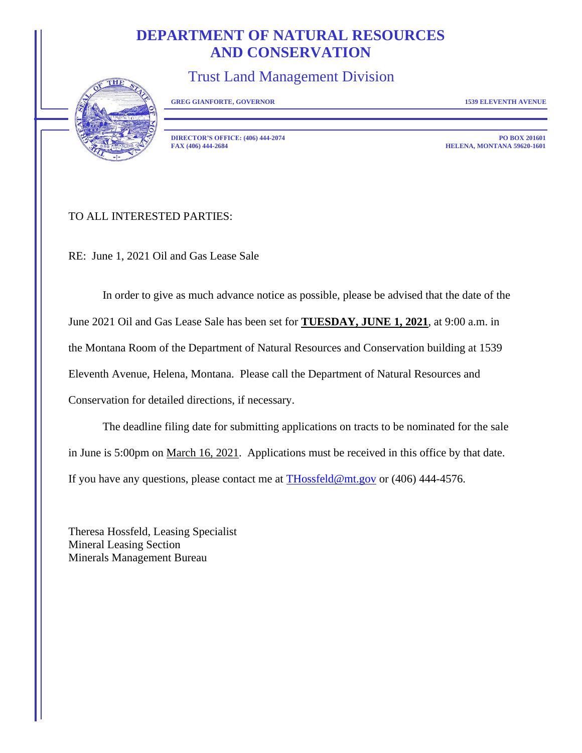# DEPARTMENT OF NATURAL RESOURCES AND CONSERVATION

## Trust Land Management Division

**GREG GIANFORTE, GOVERNOR** **1539 ELEVENTH AVENUE**

**DIRECTOR'S OFFICE: (406) 444-2074**
**FAX (406) 444-2684**

**PO BOX 201601**
**HELENA, MONTANA 59620-1601**

TO ALL INTERESTED PARTIES:

RE: June 1, 2021 Oil and Gas Lease Sale

In order to give as much advance notice as possible, please be advised that the date of the June 2021 Oil and Gas Lease Sale has been set for **TUESDAY, JUNE 1, 2021**, at 9:00 a.m. in the Montana Room of the Department of Natural Resources and Conservation building at 1539 Eleventh Avenue, Helena, Montana. Please call the Department of Natural Resources and Conservation for detailed directions, if necessary.

The deadline filing date for submitting applications on tracts to be nominated for the sale in June is 5:00pm on March 16, 2021. Applications must be received in this office by that date. If you have any questions, please contact me at THossfeld@mt.gov or (406) 444-4576.

Theresa Hossfeld, Leasing Specialist
Mineral Leasing Section
Minerals Management Bureau